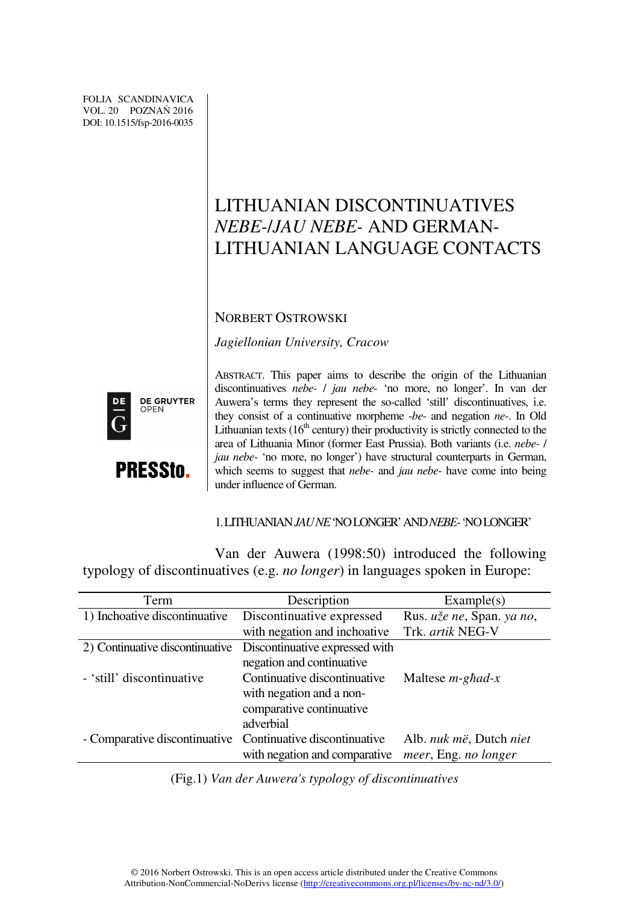FOLIA SCANDINAVICA
VOL. 20 POZNAŃ 2016
DOI: 10.1515/fsp-2016-0035

# LITHUANIAN DISCONTINUATIVES *NEBE-*/*JAU NEBE-* AND GERMAN-LITHUANIAN LANGUAGE CONTACTS

NORBERT OSTROWSKI

*Jagiellonian University, Cracow*

ABSTRACT. This paper aims to describe the origin of the Lithuanian discontinuatives *nebe-* / *jau nebe-* 'no more, no longer'. In van der Auwera's terms they represent the so-called 'still' discontinuatives, i.e. they consist of a continuative morpheme *-be-* and negation *ne-*. In Old Lithuanian texts (16th century) their productivity is strictly connected to the area of Lithuania Minor (former East Prussia). Both variants (i.e. *nebe-* / *jau nebe-* 'no more, no longer') have structural counterparts in German, which seems to suggest that *nebe-* and *jau nebe-* have come into being under influence of German.

## 1. LITHUANIAN *JAU NE* 'NO LONGER' AND *NEBE-* 'NO LONGER'

Van der Auwera (1998:50) introduced the following typology of discontinuatives (e.g. *no longer*) in languages spoken in Europe:

| Term | Description | Example(s) |
|---|---|---|
| 1) Inchoative discontinuative | Discontinuative expressed with negation and inchoative | Rus. *uže ne*, Span. *ya no*, Trk. *artik* NEG-V |
| 2) Continuative discontinuative | Discontinuative expressed with negation and continuative | |
| - 'still' discontinuative | Continuative discontinuative with negation and a non-comparative continuative adverbial | Maltese *m-għad-x* |
| - Comparative discontinuative | Continuative discontinuative with negation and comparative | Alb. *nuk më*, Dutch *niet meer*, Eng. *no longer* |

(Fig.1) *Van der Auwera's typology of discontinuatives*

© 2016 Norbert Ostrowski. This is an open access article distributed under the Creative Commons Attribution-NonCommercial-NoDerivs license (http://creativecommons.org.pl/licenses/by-nc-nd/3.0/)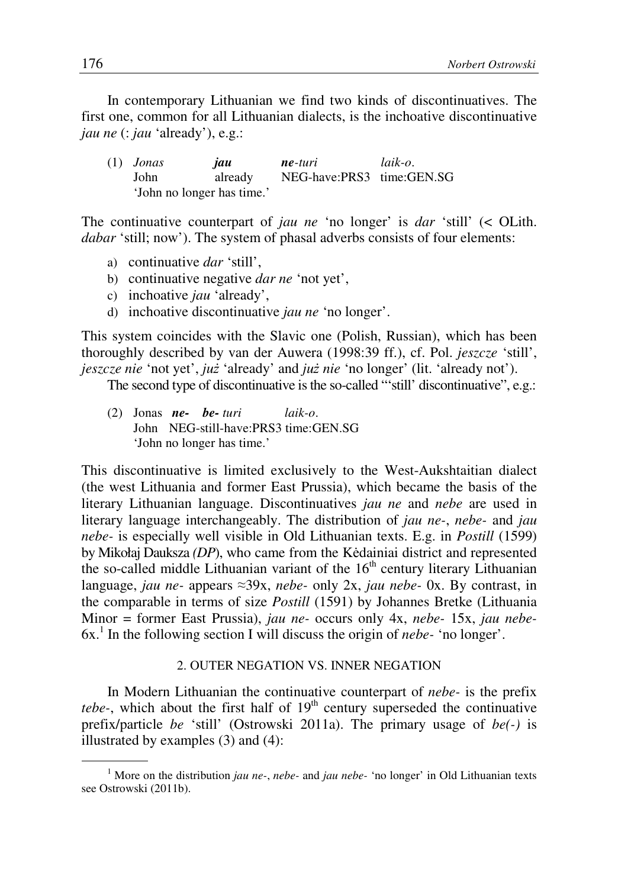In contemporary Lithuanian we find two kinds of discontinuatives. The first one, common for all Lithuanian dialects, is the inchoative discontinuative *jau ne* (: *jau* 'already'), e.g.:

(1) *Jonas* ***jau*** ***ne****-turi* *laik-o*.
John already NEG-have:PRS3 time:GEN.SG
'John no longer has time.'

The continuative counterpart of *jau ne* 'no longer' is *dar* 'still' (< OLith. *dabar* 'still; now'). The system of phasal adverbs consists of four elements:

a) continuative *dar* 'still',
b) continuative negative *dar ne* 'not yet',
c) inchoative *jau* 'already',
d) inchoative discontinuative *jau ne* 'no longer'.

This system coincides with the Slavic one (Polish, Russian), which has been thoroughly described by van der Auwera (1998:39 ff.), cf. Pol. *jeszcze* 'still', *jeszcze nie* 'not yet', *już* 'already' and *już nie* 'no longer' (lit. 'already not').

The second type of discontinuative is the so-called "'still' discontinuative", e.g.:

(2) Jonas ***ne- be-*** *turi* *laik-o*.
John NEG-still-have:PRS3 time:GEN.SG
'John no longer has time.'

This discontinuative is limited exclusively to the West-Aukshtaitian dialect (the west Lithuania and former East Prussia), which became the basis of the literary Lithuanian language. Discontinuatives *jau ne* and *nebe* are used in literary language interchangeably. The distribution of *jau ne-*, *nebe-* and *jau nebe-* is especially well visible in Old Lithuanian texts. E.g. in *Postill* (1599) by Mikołaj Dauksza *(DP)*, who came from the Kėdainiai district and represented the so-called middle Lithuanian variant of the 16th century literary Lithuanian language, *jau ne-* appears ≈39x, *nebe-* only 2x, *jau nebe-* 0x. By contrast, in the comparable in terms of size *Postill* (1591) by Johannes Bretke (Lithuania Minor = former East Prussia), *jau ne-* occurs only 4x, *nebe-* 15x, *jau nebe-* 6x.[1] In the following section I will discuss the origin of *nebe-* 'no longer'.

## 2. OUTER NEGATION VS. INNER NEGATION

In Modern Lithuanian the continuative counterpart of *nebe-* is the prefix *tebe-*, which about the first half of 19th century superseded the continuative prefix/particle *be* 'still' (Ostrowski 2011a). The primary usage of *be(-)* is illustrated by examples (3) and (4):

[1] More on the distribution *jau ne-*, *nebe-* and *jau nebe-* 'no longer' in Old Lithuanian texts see Ostrowski (2011b).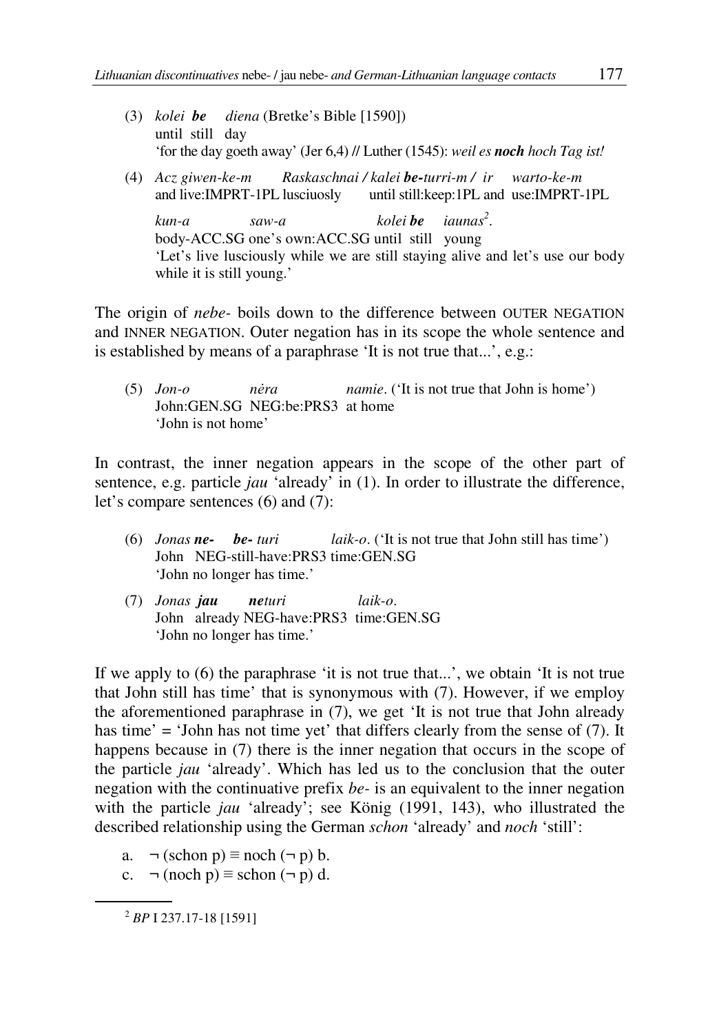(3) *kolei* ***be*** *diena* (Bretke's Bible [1590])
until still day
'for the day goeth away' (Jer 6,4) // Luther (1545): *weil es* ***noch*** *hoch Tag ist!*

(4) *Acz giwen-ke-m Raskaschnai / kalei* ***be-****turri-m / ir warto-ke-m*
and live:IMPRT-1PL lusciuosly until still:keep:1PL and use:IMPRT-1PL

*kun-a saw-a kolei* ***be*** *iaunas*[2].
body-ACC.SG one's own:ACC.SG until still young
'Let's live lusciously while we are still staying alive and let's use our body while it is still young.'

The origin of *nebe-* boils down to the difference between OUTER NEGATION and INNER NEGATION. Outer negation has in its scope the whole sentence and is established by means of a paraphrase 'It is not true that...', e.g.:

(5) *Jon-o nėra namie*. ('It is not true that John is home')
John:GEN.SG NEG:be:PRS3 at home
'John is not home'

In contrast, the inner negation appears in the scope of the other part of sentence, e.g. particle *jau* 'already' in (1). In order to illustrate the difference, let's compare sentences (6) and (7):

(6) *Jonas* ***ne-*** ***be-*** *turi laik-o*. ('It is not true that John still has time')
John NEG-still-have:PRS3 time:GEN.SG
'John no longer has time.'

(7) *Jonas* ***jau*** ***ne****turi laik-o*.
John already NEG-have:PRS3 time:GEN.SG
'John no longer has time.'

If we apply to (6) the paraphrase 'it is not true that...', we obtain 'It is not true that John still has time' that is synonymous with (7). However, if we employ the aforementioned paraphrase in (7), we get 'It is not true that John already has time' = 'John has not time yet' that differs clearly from the sense of (7). It happens because in (7) there is the inner negation that occurs in the scope of the particle *jau* 'already'. Which has led us to the conclusion that the outer negation with the continuative prefix *be-* is an equivalent to the inner negation with the particle *jau* 'already'; see König (1991, 143), who illustrated the described relationship using the German *schon* 'already' and *noch* 'still':

a. $\neg$ (schon p) $\equiv$ noch ($\neg$ p) b.
c. $\neg$ (noch p) $\equiv$ schon ($\neg$ p) d.

---

[2] *BP* I 237.17-18 [1591]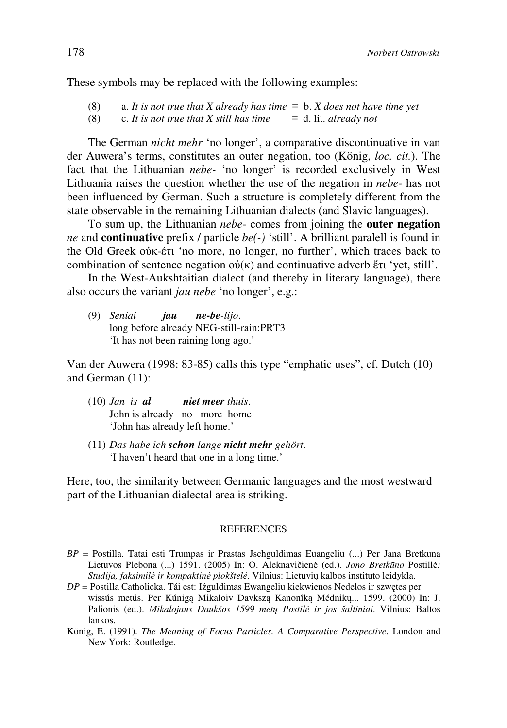These symbols may be replaced with the following examples:

(8) a. *It is not true that X already has time* ≡ b. *X does not have time yet*
(8) c. *It is not true that X still has time* ≡ d. lit. *already not*

The German *nicht mehr* 'no longer', a comparative discontinuative in van der Auwera's terms, constitutes an outer negation, too (König, *loc. cit.*). The fact that the Lithuanian *nebe-* 'no longer' is recorded exclusively in West Lithuania raises the question whether the use of the negation in *nebe-* has not been influenced by German. Such a structure is completely different from the state observable in the remaining Lithuanian dialects (and Slavic languages).

To sum up, the Lithuanian *nebe-* comes from joining the **outer negation** *ne* and **continuative** prefix / particle *be(-)* 'still'. A brilliant paralell is found in the Old Greek οὐκ-έτι 'no more, no longer, no further', which traces back to combination of sentence negation οὐ(κ) and continuative adverb ἔτι 'yet, still'.

In the West-Aukshtaitian dialect (and thereby in literary language), there also occurs the variant *jau nebe* 'no longer', e.g.:

(9) *Seniai* ***jau*** ***ne-be****-lijo*.
long before already NEG-still-rain:PRT3
'It has not been raining long ago.'

Van der Auwera (1998: 83-85) calls this type "emphatic uses", cf. Dutch (10) and German (11):

(10) *Jan is* ***al*** ***niet meer*** *thuis*.
John is already no more home
'John has already left home.'

(11) *Das habe ich* ***schon*** *lange* ***nicht mehr*** *gehört*.
'I haven't heard that one in a long time.'

Here, too, the similarity between Germanic languages and the most westward part of the Lithuanian dialectal area is striking.

## REFERENCES

*BP* = Postilla. Tatai esti Trumpas ir Prastas Jschguldimas Euangeliu (...) Per Jana Bretkuna Lietuvos Plebona (...) 1591. (2005) In: O. Aleknavičienė (ed.). *Jono Bretkūno* Postillė*: Studija, faksimilė ir kompaktinė plokštelė*. Vilnius: Lietuvių kalbos instituto leidykla.

*DP* = Postilla Catholicka. Tái est: Iźguldimas Ewangeliu kiekwienos Nedelos ir szwętes per wissús metús. Per Kúnigą Mikaloiv Davkszą Kanonîką Médnikų... 1599. (2000) In: J. Palionis (ed.). *Mikalojaus Daukšos 1599 metų Postilė ir jos šaltiniai*. Vilnius: Baltos lankos.

König, E. (1991). *The Meaning of Focus Particles. A Comparative Perspective*. London and New York: Routledge.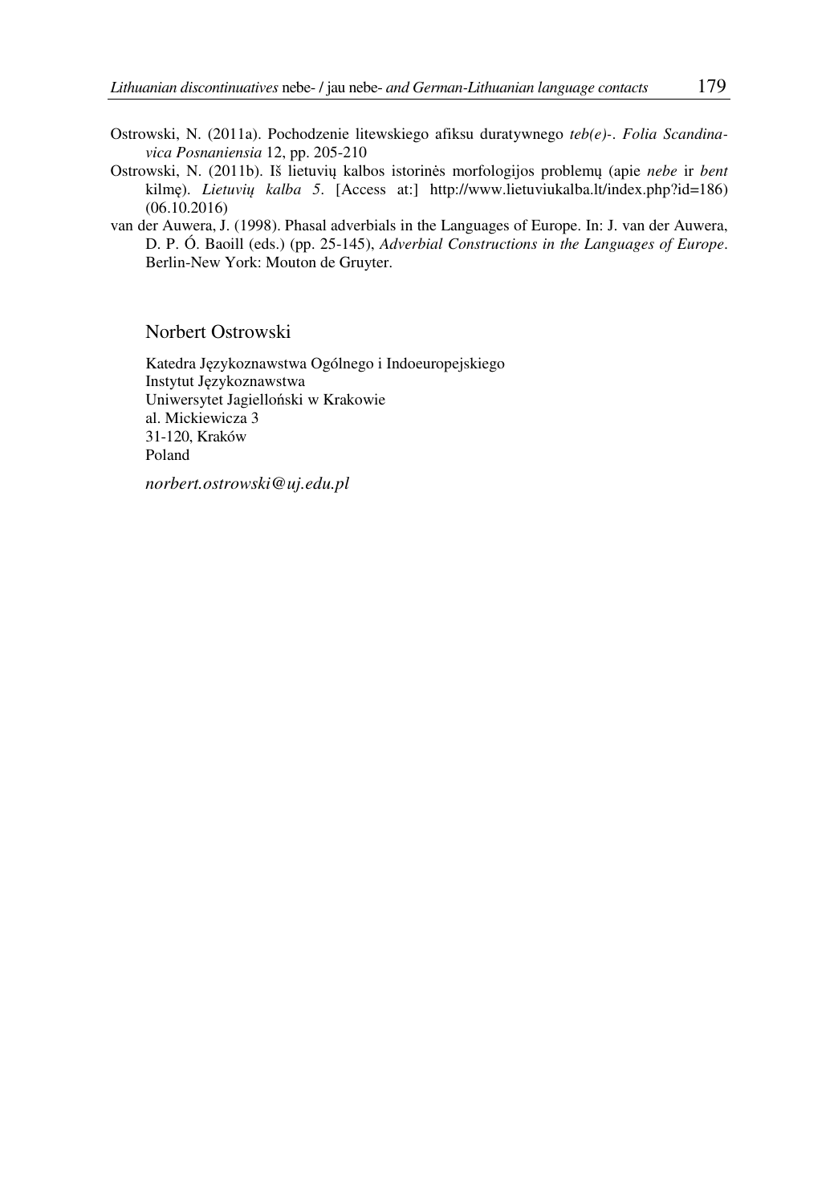Ostrowski, N. (2011a). Pochodzenie litewskiego afiksu duratywnego *teb(e)-*. *Folia Scandinavica Posnaniensia* 12, pp. 205-210

Ostrowski, N. (2011b). Iš lietuvių kalbos istorinės morfologijos problemų (apie *nebe* ir *bent* kilmę). *Lietuvių kalba 5*. [Access at:] http://www.lietuviukalba.lt/index.php?id=186) (06.10.2016)

van der Auwera, J. (1998). Phasal adverbials in the Languages of Europe. In: J. van der Auwera, D. P. Ó. Baoill (eds.) (pp. 25-145), *Adverbial Constructions in the Languages of Europe*. Berlin-New York: Mouton de Gruyter.

Norbert Ostrowski

Katedra Językoznawstwa Ogólnego i Indoeuropejskiego
Instytut Językoznawstwa
Uniwersytet Jagielloński w Krakowie
al. Mickiewicza 3
31-120, Kraków
Poland

*norbert.ostrowski@uj.edu.pl*